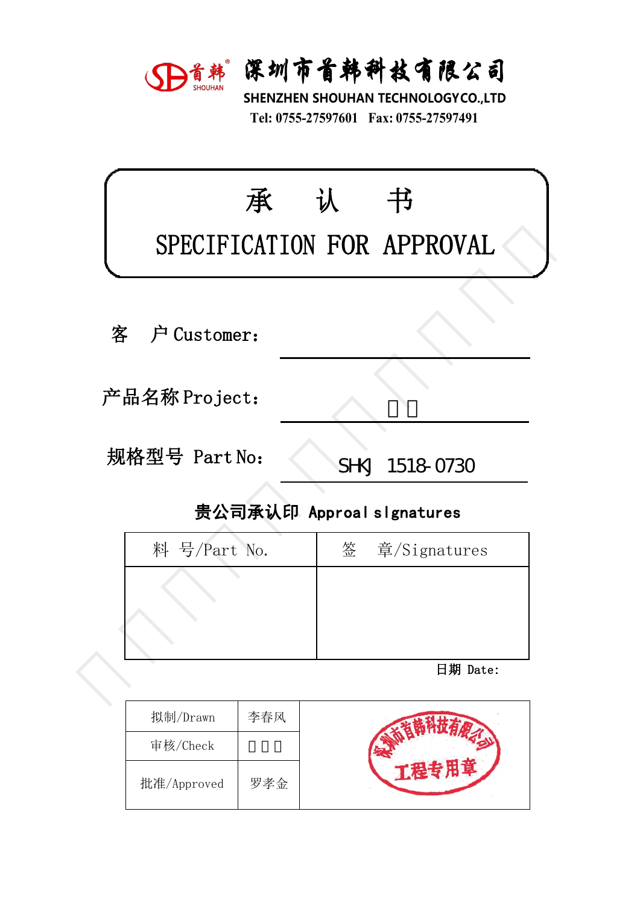深圳市首韩科技有限公司

SHENZHEN SHOUHAN TECHNOLOGY CO.,LTD

Tel: 0755-27597601 Fax: 0755-27597491

# 承 认 书

# SPECIFICATION FOR APPROVAL

客 户 Customer:

产品名称 Project: □□

规格型号 Part No: SHKJ 1518-0730

**贵公司承认印 Approal slgnatures**

| 料 号/Part No. | 签 章/Signatures |
|---|---|
| | |

日期 Date:

| 拟制/Drawn | 李春风 | 深圳市首韩科技有限公司 工程专用章 |
|---|---|---|
| 审核/Check | □□□ | |
| 批准/Approved | 罗孝金 | |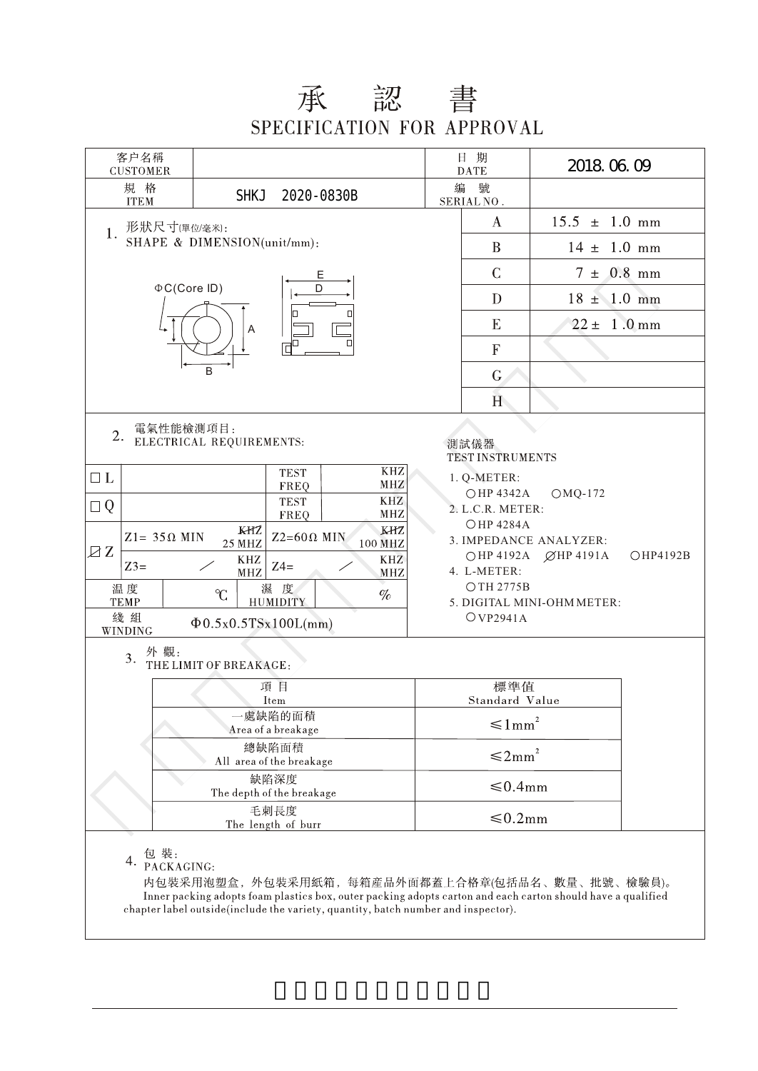# 承 認 書

## SPECIFICATION FOR APPROVAL

| 客户名稱 CUSTOMER | | 日 期 DATE | 2018.06.09 |
|---|---|---|---|
| 規 格 ITEM | SHKJ 2020-0830B | 編 號 SERIAL NO. | |

### 1. 形狀尺寸(單位/毫米): SHAPE & DIMENSION(unit/mm):

ΦC(Core ID)

| | |
|---|---|
| A | 15.5 ± 1.0 mm |
| B | 14 ± 1.0 mm |
| C | 7 ± 0.8 mm |
| D | 18 ± 1.0 mm |
| E | 22 ± 1.0 mm |
| F | |
| G | |
| H | |

### 2. 電氣性能檢測項目: ELECTRICAL REQUIREMENTS:

| | | | | | |
|---|---|---|---|---|---|
| □ L | | TEST FREQ | | | KHZ MHZ |
| □ Q | | TEST FREQ | | | KHZ MHZ |
| ☑ Z | Z1= 35Ω MIN | ~~KHZ~~ 25 MHZ | Z2=60Ω MIN | | ~~KHZ~~ 100 MHZ |
| | Z3= ／ | KHZ MHZ | Z4= ／ | | KHZ MHZ |
| 溫 度 TEMP | ℃ | 濕 度 HUMIDITY | | | % |
| 綫 組 WINDING | Φ0.5x0.5TSx100L(mm) | | | | |

測試儀器
TEST INSTRUMENTS

1. Q-METER:
   ○HP 4342A ○MQ-172
2. L.C.R. METER:
   ○HP 4284A
3. IMPEDANCE ANALYZER:
   ○HP 4192A ∅HP 4191A ○HP4192B
4. L-METER:
   ○TH 2775B
5. DIGITAL MINI-OHM METER:
   ○VP2941A

### 3. 外 觀: THE LIMIT OF BREAKAGE:

| 項 目 Item | 標準值 Standard Value |
|---|---|
| 一處缺陷的面積 Area of a breakage | ≤1mm² |
| 總缺陷面積 All area of the breakage | ≤2mm² |
| 缺陷深度 The depth of the breakage | ≤0.4mm |
| 毛刺長度 The length of burr | ≤0.2mm |

### 4. 包 裝: PACKAGING:

内包裝采用泡塑盒，外包裝采用紙箱，每箱産品外面都蓋上合格章(包括品名、數量、批號、檢驗員)。

Inner packing adopts foam plastics box, outer packing adopts carton and each carton should have a qualified chapter label outside(include the variety, quantity, batch number and inspector).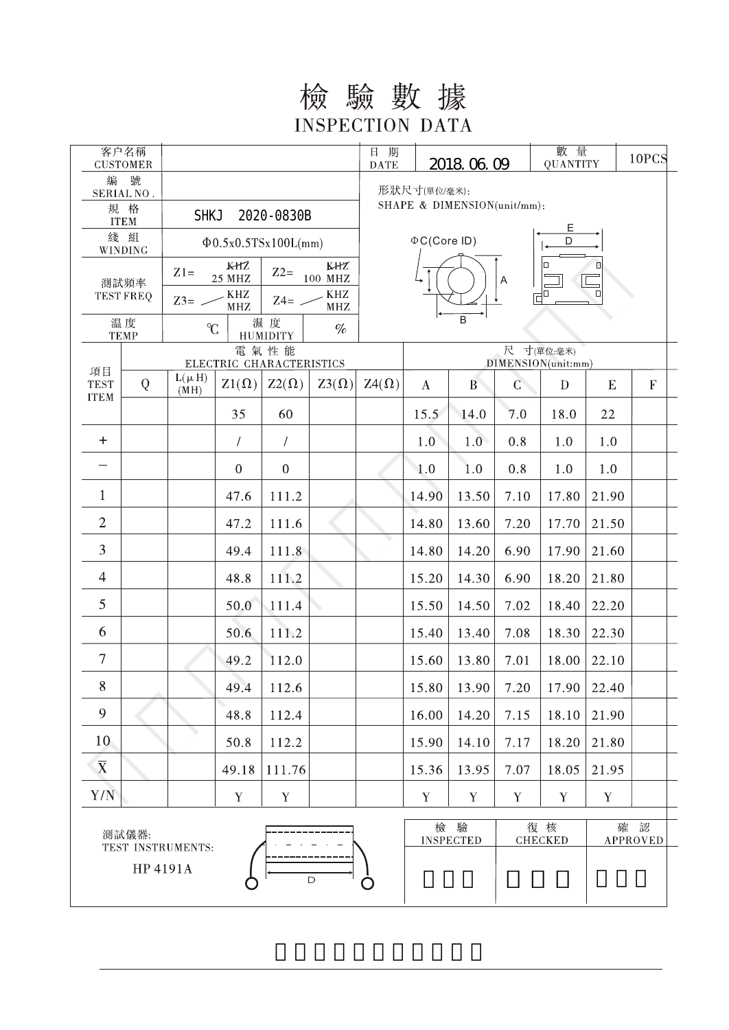# 檢 驗 數 據

## INSPECTION DATA

| 客户名稱 CUSTOMER | | 日 期 DATE | 2018.06.09 | 數 量 QUANTITY | 10PCS |
|---|---|---|---|---|---|
| 編 號 SERIAL NO. | | | | | |
| 規 格 ITEM | SHKJ 2020-0830B | 形狀尺寸(單位/毫米): SHAPE & DIMENSION(unit/mm): | | | |
| 綫 組 WINDING | Φ0.5x0.5TSx100L(mm) | | | | |
| 測試頻率 TEST FREQ | Z1= 25 MHZ, Z2= 100 MHZ, Z3= — KHZ MHZ, Z4= — KHZ MHZ | | | | |
| 温度 TEMP | ℃ 濕 度 HUMIDITY % | | | | |

ΦC(Core ID) A B D E

| 項目 TEST ITEM | 電氣性能 ELECTRIC CHARACTERISTICS | | | | | | 尺 寸(單位:毫米) DIMENSION(unit:mm) | | | | | |
|---|---|---|---|---|---|---|---|---|---|---|---|---|
| | Q | L(μH) (MH) | Z1(Ω) | Z2(Ω) | Z3(Ω) | Z4(Ω) | A | B | C | D | E | F |
| | | | 35 | 60 | | | 15.5 | 14.0 | 7.0 | 18.0 | 22 | |
| + | | | / | / | | | 1.0 | 1.0 | 0.8 | 1.0 | 1.0 | |
| − | | | 0 | 0 | | | 1.0 | 1.0 | 0.8 | 1.0 | 1.0 | |
| 1 | | | 47.6 | 111.2 | | | 14.90 | 13.50 | 7.10 | 17.80 | 21.90 | |
| 2 | | | 47.2 | 111.6 | | | 14.80 | 13.60 | 7.20 | 17.70 | 21.50 | |
| 3 | | | 49.4 | 111.8 | | | 14.80 | 14.20 | 6.90 | 17.90 | 21.60 | |
| 4 | | | 48.8 | 111.2 | | | 15.20 | 14.30 | 6.90 | 18.20 | 21.80 | |
| 5 | | | 50.0 | 111.4 | | | 15.50 | 14.50 | 7.02 | 18.40 | 22.20 | |
| 6 | | | 50.6 | 111.2 | | | 15.40 | 13.40 | 7.08 | 18.30 | 22.30 | |
| 7 | | | 49.2 | 112.0 | | | 15.60 | 13.80 | 7.01 | 18.00 | 22.10 | |
| 8 | | | 49.4 | 112.6 | | | 15.80 | 13.90 | 7.20 | 17.90 | 22.40 | |
| 9 | | | 48.8 | 112.4 | | | 16.00 | 14.20 | 7.15 | 18.10 | 21.90 | |
| 10 | | | 50.8 | 112.2 | | | 15.90 | 14.10 | 7.17 | 18.20 | 21.80 | |
| $\bar{X}$ | | | 49.18 | 111.76 | | | 15.36 | 13.95 | 7.07 | 18.05 | 21.95 | |
| Y/N | | | Y | Y | | | Y | Y | Y | Y | Y | |

測試儀器:
TEST INSTRUMENTS:
HP 4191A

| 檢 驗 INSPECTED | 復 核 CHECKED | 確 認 APPROVED |
|---|---|---|
| | | |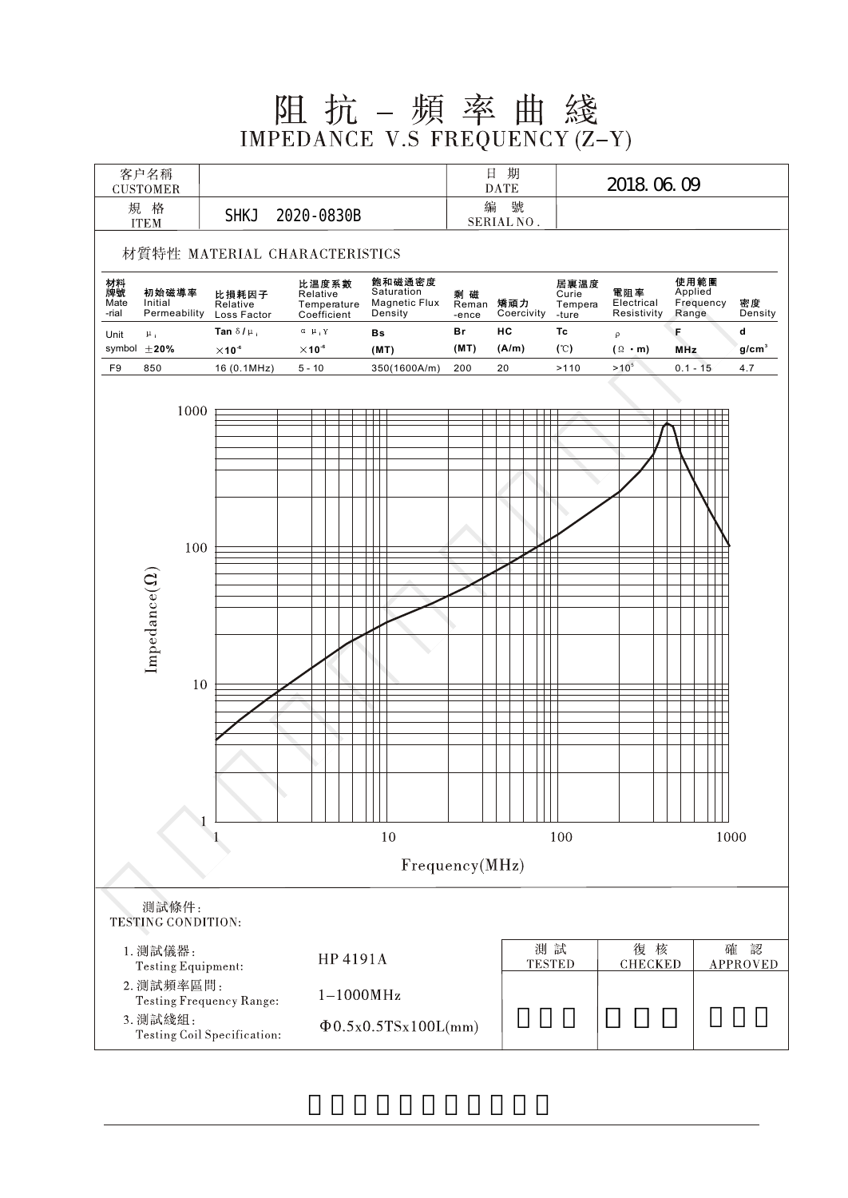# 阻抗－頻率曲綫

# IMPEDANCE V.S FREQUENCY (Z–Y)

| 客户名稱 CUSTOMER | | 日期 DATE | 2018.06.09 |
|---|---|---|---|
| 規格 ITEM | SHKJ 2020-0830B | 編號 SERIAL NO. | |

材質特性 MATERIAL CHARACTERISTICS

| 材料牌號 Mate-rial | 初始磁導率 Initial Permeability | 比損耗因子 Relative Loss Factor | 比溫度系數 Relative Temperature Coefficient | 飽和磁通密度 Saturation Magnetic Flux Density | 剩磁 Reman-ence | 矯頑力 Coercivity | 居裏溫度 Curie Tempera-ture | 電阻率 Electrical Resistivity | 使用範圍 Applied Frequency Range | 密度 Density |
|---|---|---|---|---|---|---|---|---|---|---|
| Unit symbol | $\mu_i$ $\pm$20% | Tan $\delta/\mu_i$ $\times10^{-6}$ | $\alpha\mu_i$Y $\times10^{-6}$ | Bs (MT) | Br (MT) | HC (A/m) | Tc (℃) | $\rho$ ($\Omega\cdot$m) | F MHz | d g/cm$^3$ |
| F9 | 850 | 16 (0.1MHz) | 5 - 10 | 350(1600A/m) | 200 | 20 | >110 | >10$^5$ | 0.1 - 15 | 4.7 |

Impedance($\Omega$)

1000
100
10
1

1
10
100
1000

Frequency(MHz)

測試條件:
TESTING CONDITION:

1. 測試儀器: Testing Equipment: HP 4191A
2. 測試頻率區間: Testing Frequency Range: 1–1000MHz
3. 測試綫組: Testing Coil Specification: $\Phi$0.5x0.5TSx100L(mm)

| 測試 TESTED | 復核 CHECKED | 確認 APPROVED |
|---|---|---|
| | | |